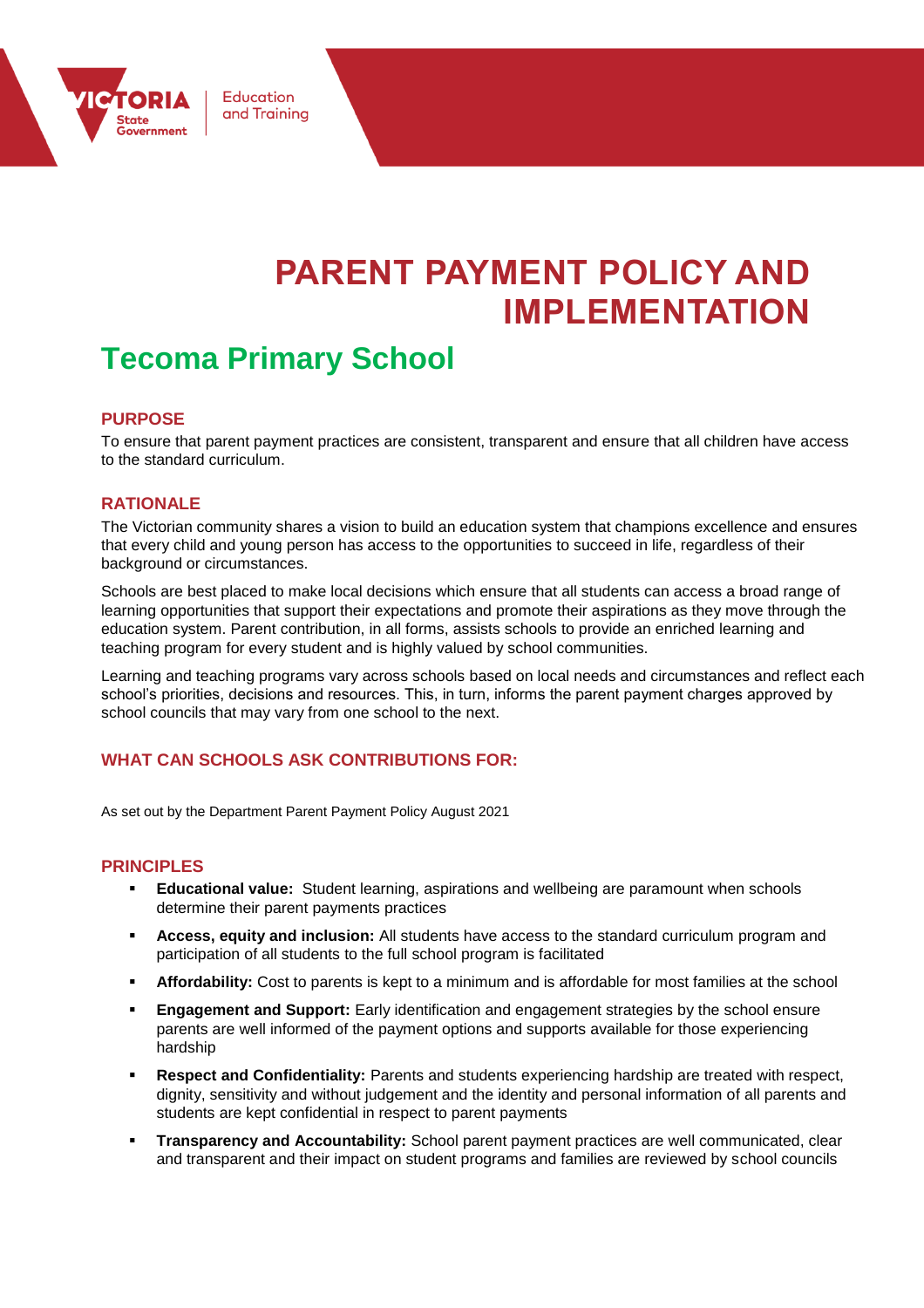# PARENT PAYMENT POLICY AND IMPLEMENTATION

## Tecoma Primary School

### PURPOSE

To ensure that parent payment practices are consistent, transparent and ensure that all children have access to the standard curriculum.

### RATIONALE

The Victorian community shares a vision to build an education system that champions excellence and ensures that every child and young person has access to the opportunities to succeed in life, regardless of their background or circumstances.

Schools are best placed to make local decisions which ensure that all students can access a broad range of learning opportunities that support their expectations and promote their aspirations as they move through the education system. Parent contribution, in all forms, assists schools to provide an enriched learning and teaching program for every student and is highly valued by school communities.

Learning and teaching programs vary across schools based on local needs and circumstances and reflect each school's priorities, decisions and resources. This, in turn, informs the parent payment charges approved by school councils that may vary from one school to the next.

### WHAT CAN SCHOOLS ASK CONTRIBUTIONS FOR:

As set out by the Department Parent Payment Policy August 2021

### PRINCIPLES

- **Educational value:** Student learning, aspirations and wellbeing are paramount when schools determine their parent payments practices
- **Access, equity and inclusion:** All students have access to the standard curriculum program and participation of all students to the full school program is facilitated
- **Affordability:** Cost to parents is kept to a minimum and is affordable for most families at the school
- **Engagement and Support:** Early identification and engagement strategies by the school ensure parents are well informed of the payment options and supports available for those experiencing hardship
- **Respect and Confidentiality:** Parents and students experiencing hardship are treated with respect, dignity, sensitivity and without judgement and the identity and personal information of all parents and students are kept confidential in respect to parent payments
- **Transparency and Accountability:** School parent payment practices are well communicated, clear and transparent and their impact on student programs and families are reviewed by school councils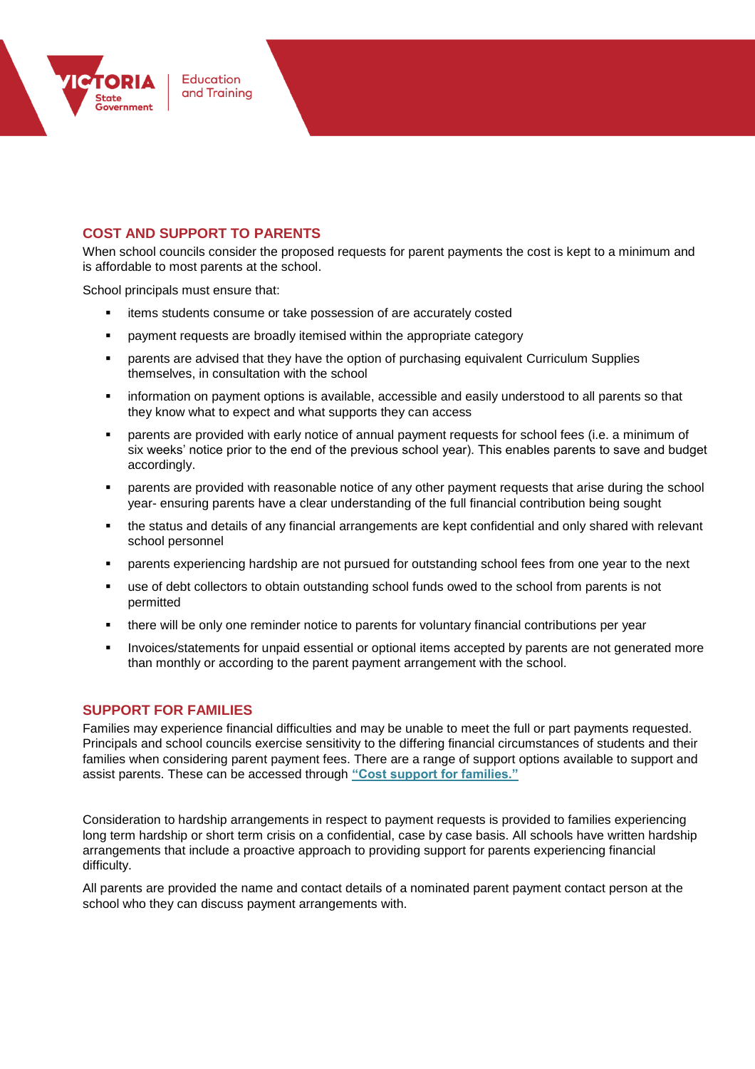## COST AND SUPPORT TO PARENTS

When school councils consider the proposed requests for parent payments the cost is kept to a minimum and is affordable to most parents at the school.

School principals must ensure that:

- items students consume or take possession of are accurately costed
- payment requests are broadly itemised within the appropriate category
- parents are advised that they have the option of purchasing equivalent Curriculum Supplies themselves, in consultation with the school
- information on payment options is available, accessible and easily understood to all parents so that they know what to expect and what supports they can access
- parents are provided with early notice of annual payment requests for school fees (i.e. a minimum of six weeks' notice prior to the end of the previous school year). This enables parents to save and budget accordingly.
- parents are provided with reasonable notice of any other payment requests that arise during the school year- ensuring parents have a clear understanding of the full financial contribution being sought
- the status and details of any financial arrangements are kept confidential and only shared with relevant school personnel
- parents experiencing hardship are not pursued for outstanding school fees from one year to the next
- use of debt collectors to obtain outstanding school funds owed to the school from parents is not permitted
- there will be only one reminder notice to parents for voluntary financial contributions per year
- Invoices/statements for unpaid essential or optional items accepted by parents are not generated more than monthly or according to the parent payment arrangement with the school.

## SUPPORT FOR FAMILIES

Families may experience financial difficulties and may be unable to meet the full or part payments requested. Principals and school councils exercise sensitivity to the differing financial circumstances of students and their families when considering parent payment fees. There are a range of support options available to support and assist parents. These can be accessed through **"Cost support for families."**

Consideration to hardship arrangements in respect to payment requests is provided to families experiencing long term hardship or short term crisis on a confidential, case by case basis. All schools have written hardship arrangements that include a proactive approach to providing support for parents experiencing financial difficulty.

All parents are provided the name and contact details of a nominated parent payment contact person at the school who they can discuss payment arrangements with.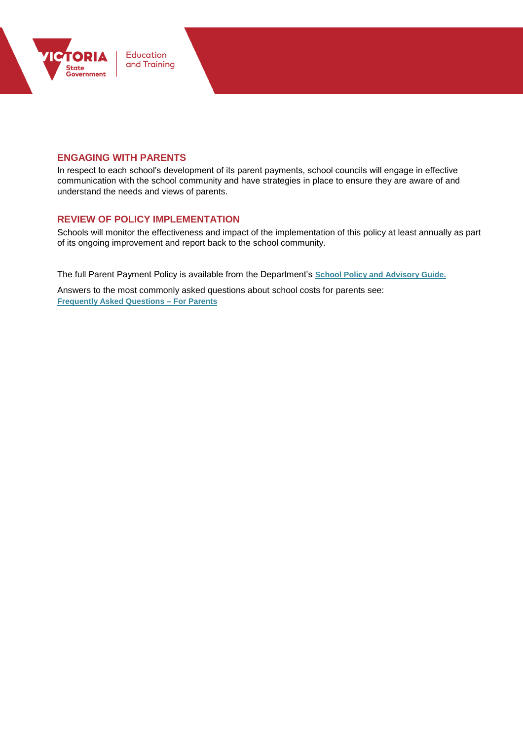## ENGAGING WITH PARENTS

In respect to each school's development of its parent payments, school councils will engage in effective communication with the school community and have strategies in place to ensure they are aware of and understand the needs and views of parents.

## REVIEW OF POLICY IMPLEMENTATION

Schools will monitor the effectiveness and impact of the implementation of this policy at least annually as part of its ongoing improvement and report back to the school community.

The full Parent Payment Policy is available from the Department's **School Policy and Advisory Guide.**

Answers to the most commonly asked questions about school costs for parents see:
**Frequently Asked Questions – For Parents**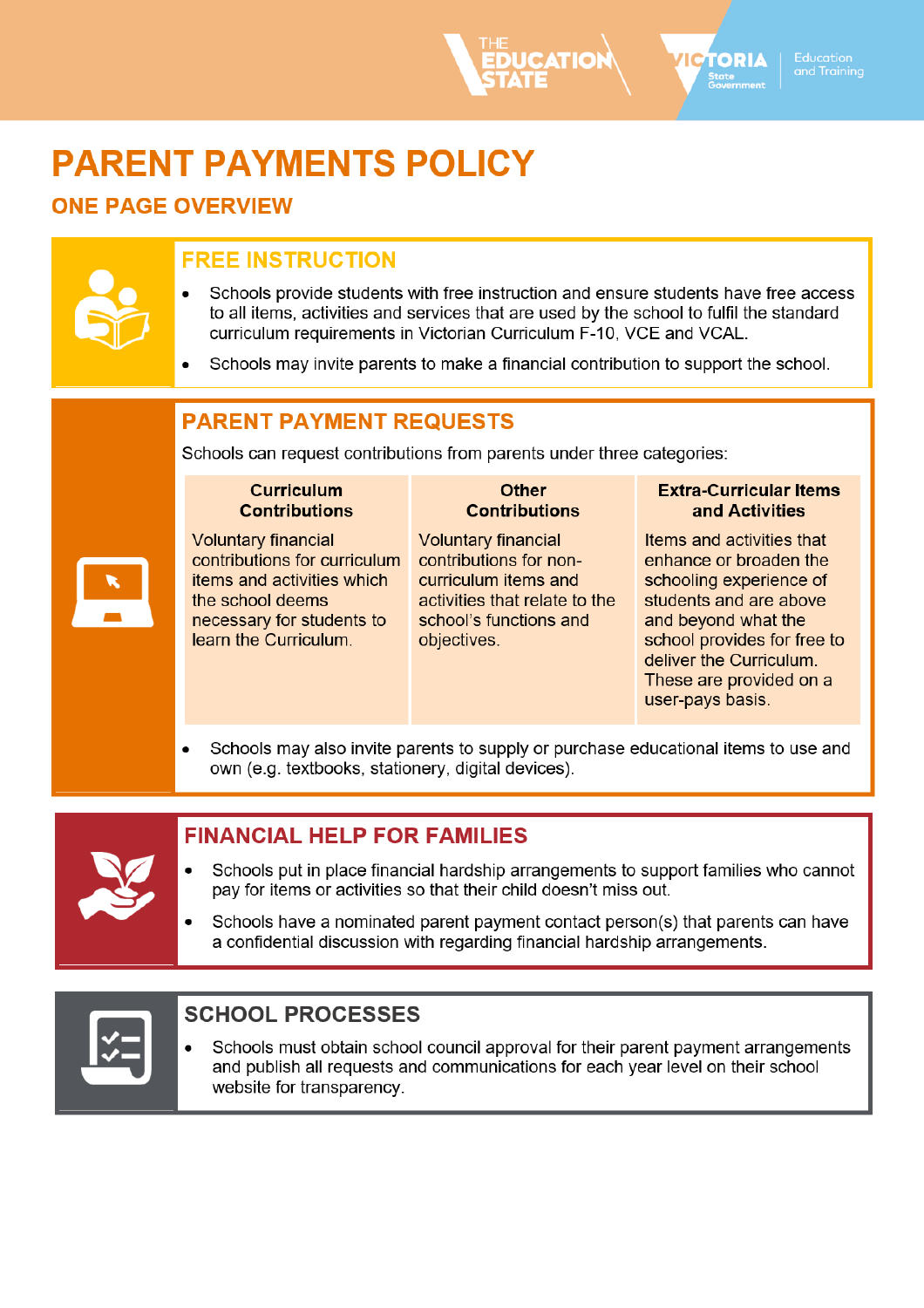# PARENT PAYMENTS POLICY

## ONE PAGE OVERVIEW

### FREE INSTRUCTION

- Schools provide students with free instruction and ensure students have free access to all items, activities and services that are used by the school to fulfil the standard curriculum requirements in Victorian Curriculum F-10, VCE and VCAL.
- Schools may invite parents to make a financial contribution to support the school.

### PARENT PAYMENT REQUESTS

Schools can request contributions from parents under three categories:

| Curriculum Contributions | Other Contributions | Extra-Curricular Items and Activities |
|---|---|---|
| Voluntary financial contributions for curriculum items and activities which the school deems necessary for students to learn the Curriculum. | Voluntary financial contributions for non-curriculum items and activities that relate to the school's functions and objectives. | Items and activities that enhance or broaden the schooling experience of students and are above and beyond what the school provides for free to deliver the Curriculum. These are provided on a user-pays basis. |

- Schools may also invite parents to supply or purchase educational items to use and own (e.g. textbooks, stationery, digital devices).

### FINANCIAL HELP FOR FAMILIES

- Schools put in place financial hardship arrangements to support families who cannot pay for items or activities so that their child doesn't miss out.
- Schools have a nominated parent payment contact person(s) that parents can have a confidential discussion with regarding financial hardship arrangements.

### SCHOOL PROCESSES

- Schools must obtain school council approval for their parent payment arrangements and publish all requests and communications for each year level on their school website for transparency.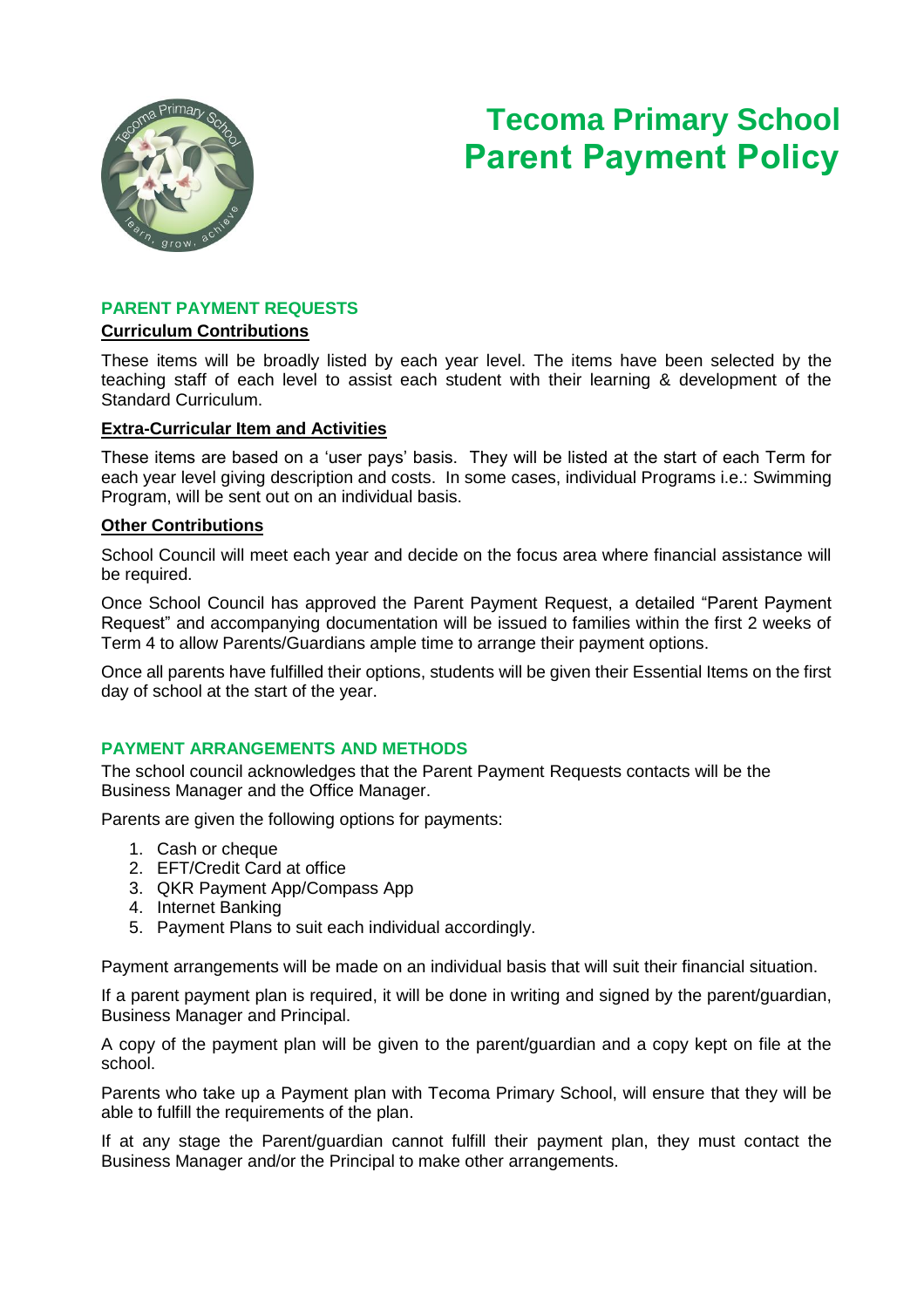# Tecoma Primary School
# Parent Payment Policy

## PARENT PAYMENT REQUESTS

**Curriculum Contributions**

These items will be broadly listed by each year level. The items have been selected by the teaching staff of each level to assist each student with their learning & development of the Standard Curriculum.

**Extra-Curricular Item and Activities**

These items are based on a 'user pays' basis. They will be listed at the start of each Term for each year level giving description and costs. In some cases, individual Programs i.e.: Swimming Program, will be sent out on an individual basis.

**Other Contributions**

School Council will meet each year and decide on the focus area where financial assistance will be required.

Once School Council has approved the Parent Payment Request, a detailed "Parent Payment Request" and accompanying documentation will be issued to families within the first 2 weeks of Term 4 to allow Parents/Guardians ample time to arrange their payment options.

Once all parents have fulfilled their options, students will be given their Essential Items on the first day of school at the start of the year.

## PAYMENT ARRANGEMENTS AND METHODS

The school council acknowledges that the Parent Payment Requests contacts will be the Business Manager and the Office Manager.

Parents are given the following options for payments:

1. Cash or cheque
2. EFT/Credit Card at office
3. QKR Payment App/Compass App
4. Internet Banking
5. Payment Plans to suit each individual accordingly.

Payment arrangements will be made on an individual basis that will suit their financial situation.

If a parent payment plan is required, it will be done in writing and signed by the parent/guardian, Business Manager and Principal.

A copy of the payment plan will be given to the parent/guardian and a copy kept on file at the school.

Parents who take up a Payment plan with Tecoma Primary School, will ensure that they will be able to fulfill the requirements of the plan.

If at any stage the Parent/guardian cannot fulfill their payment plan, they must contact the Business Manager and/or the Principal to make other arrangements.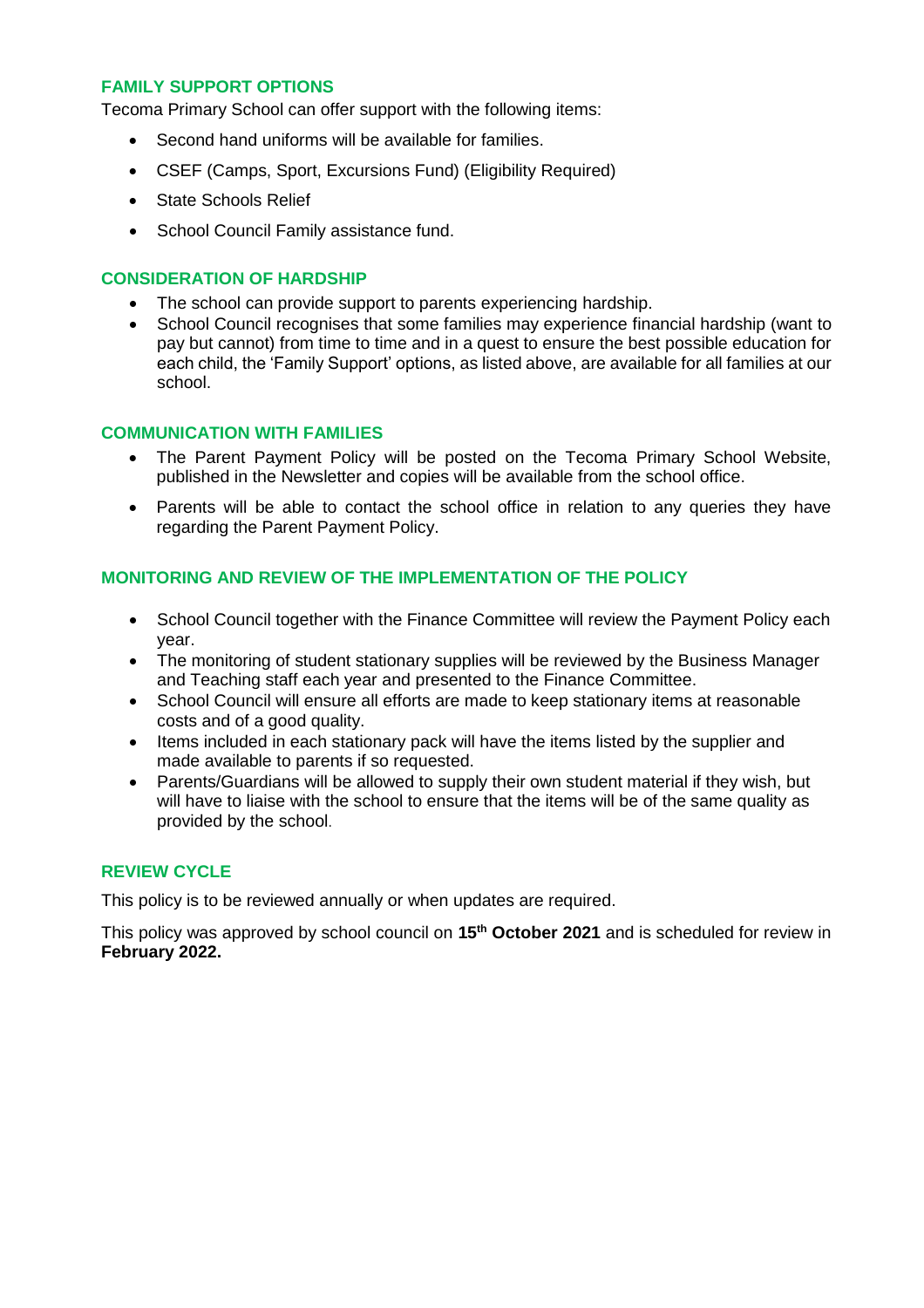## FAMILY SUPPORT OPTIONS

Tecoma Primary School can offer support with the following items:

- Second hand uniforms will be available for families.
- CSEF (Camps, Sport, Excursions Fund) (Eligibility Required)
- State Schools Relief
- School Council Family assistance fund.

## CONSIDERATION OF HARDSHIP

- The school can provide support to parents experiencing hardship.
- School Council recognises that some families may experience financial hardship (want to pay but cannot) from time to time and in a quest to ensure the best possible education for each child, the 'Family Support' options, as listed above, are available for all families at our school.

## COMMUNICATION WITH FAMILIES

- The Parent Payment Policy will be posted on the Tecoma Primary School Website, published in the Newsletter and copies will be available from the school office.
- Parents will be able to contact the school office in relation to any queries they have regarding the Parent Payment Policy.

## MONITORING AND REVIEW OF THE IMPLEMENTATION OF THE POLICY

- School Council together with the Finance Committee will review the Payment Policy each year.
- The monitoring of student stationary supplies will be reviewed by the Business Manager and Teaching staff each year and presented to the Finance Committee.
- School Council will ensure all efforts are made to keep stationary items at reasonable costs and of a good quality.
- Items included in each stationary pack will have the items listed by the supplier and made available to parents if so requested.
- Parents/Guardians will be allowed to supply their own student material if they wish, but will have to liaise with the school to ensure that the items will be of the same quality as provided by the school.

## REVIEW CYCLE

This policy is to be reviewed annually or when updates are required.

This policy was approved by school council on **15th October 2021** and is scheduled for review in **February 2022.**